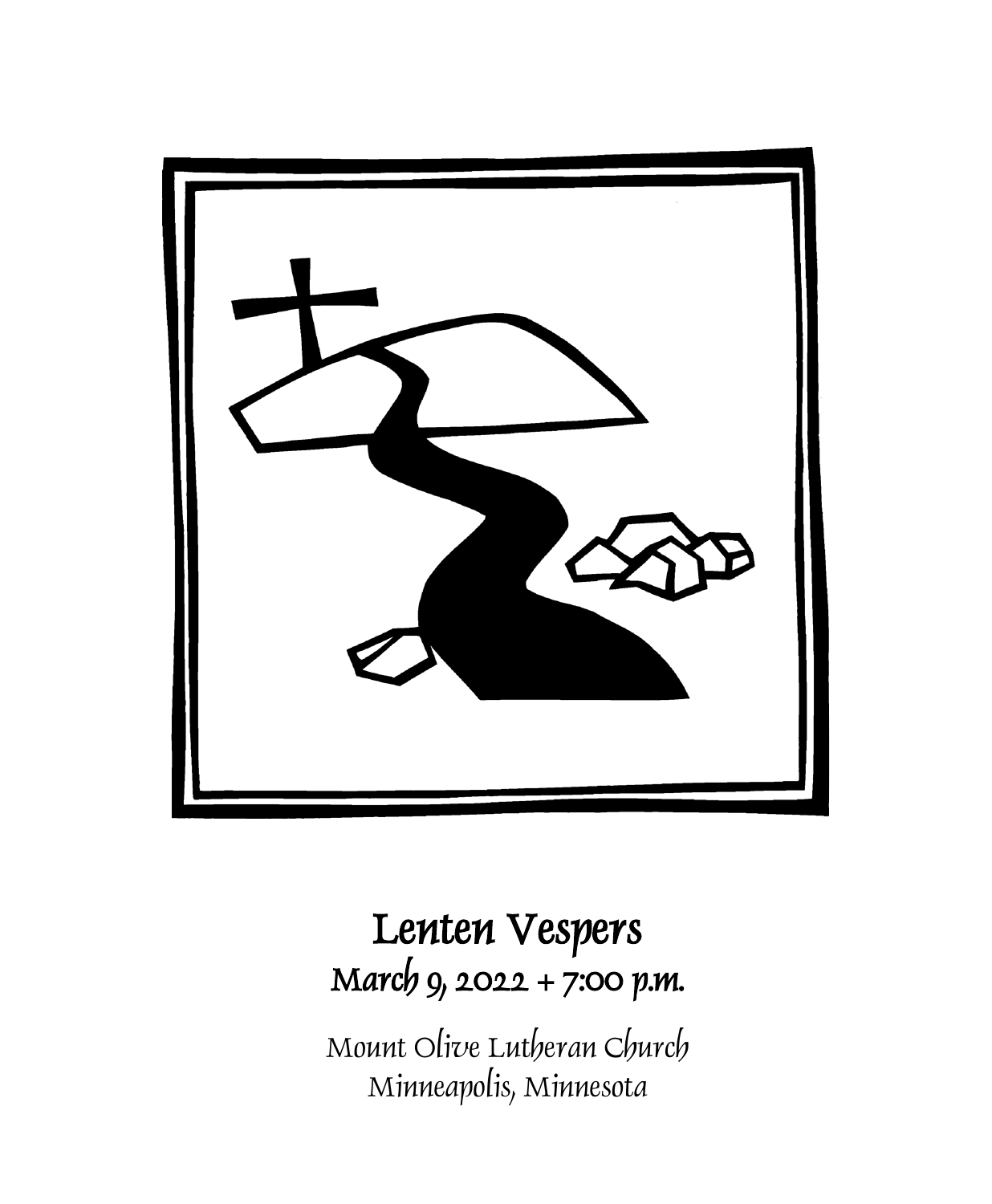# Lenten Vespers

## March 9, 2022 + 7:00 p.m.

Mount Olive Lutheran Church
Minneapolis, Minnesota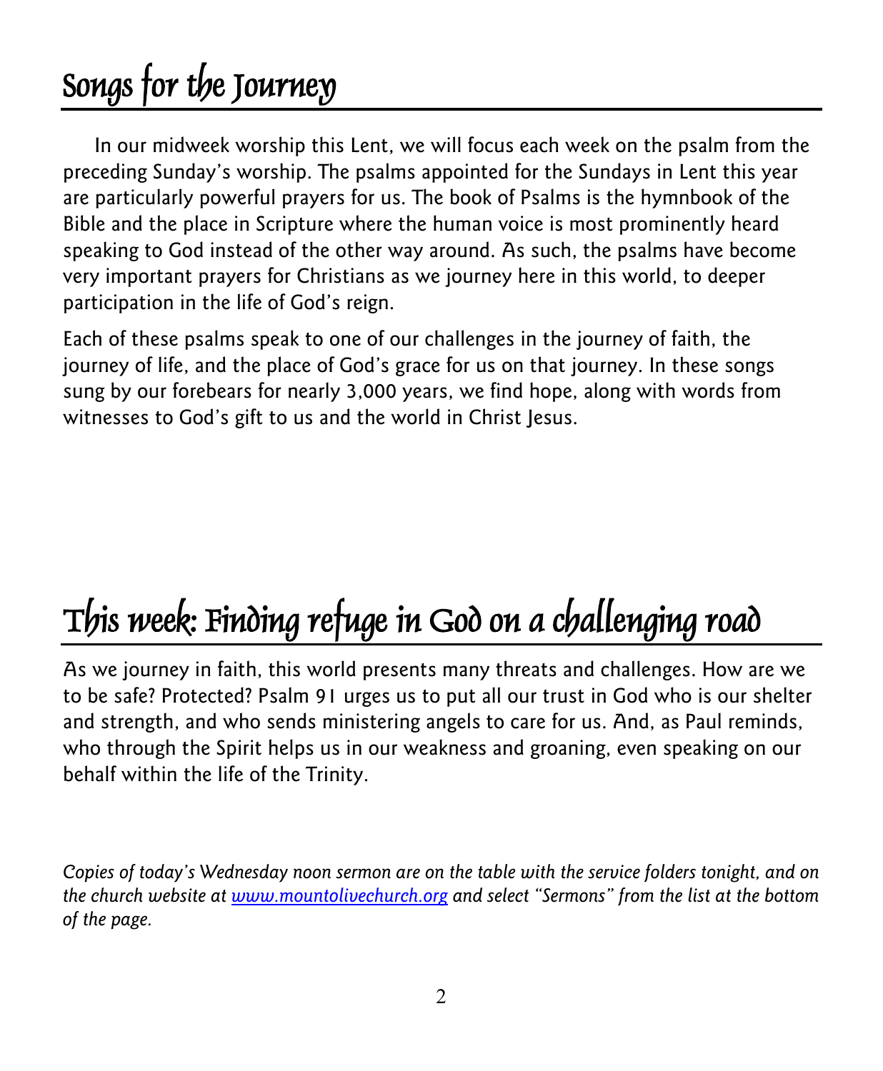# Songs for the Journey

In our midweek worship this Lent, we will focus each week on the psalm from the preceding Sunday's worship. The psalms appointed for the Sundays in Lent this year are particularly powerful prayers for us. The book of Psalms is the hymnbook of the Bible and the place in Scripture where the human voice is most prominently heard speaking to God instead of the other way around. As such, the psalms have become very important prayers for Christians as we journey here in this world, to deeper participation in the life of God's reign.

Each of these psalms speak to one of our challenges in the journey of faith, the journey of life, and the place of God's grace for us on that journey. In these songs sung by our forebears for nearly 3,000 years, we find hope, along with words from witnesses to God's gift to us and the world in Christ Jesus.

# This week: Finding refuge in God on a challenging road

As we journey in faith, this world presents many threats and challenges. How are we to be safe? Protected? Psalm 91 urges us to put all our trust in God who is our shelter and strength, and who sends ministering angels to care for us. And, as Paul reminds, who through the Spirit helps us in our weakness and groaning, even speaking on our behalf within the life of the Trinity.

*Copies of today's Wednesday noon sermon are on the table with the service folders tonight, and on the church website at [www.mountolivechurch.org](http://www.mountolivechurch.org) and select "Sermons" from the list at the bottom of the page.*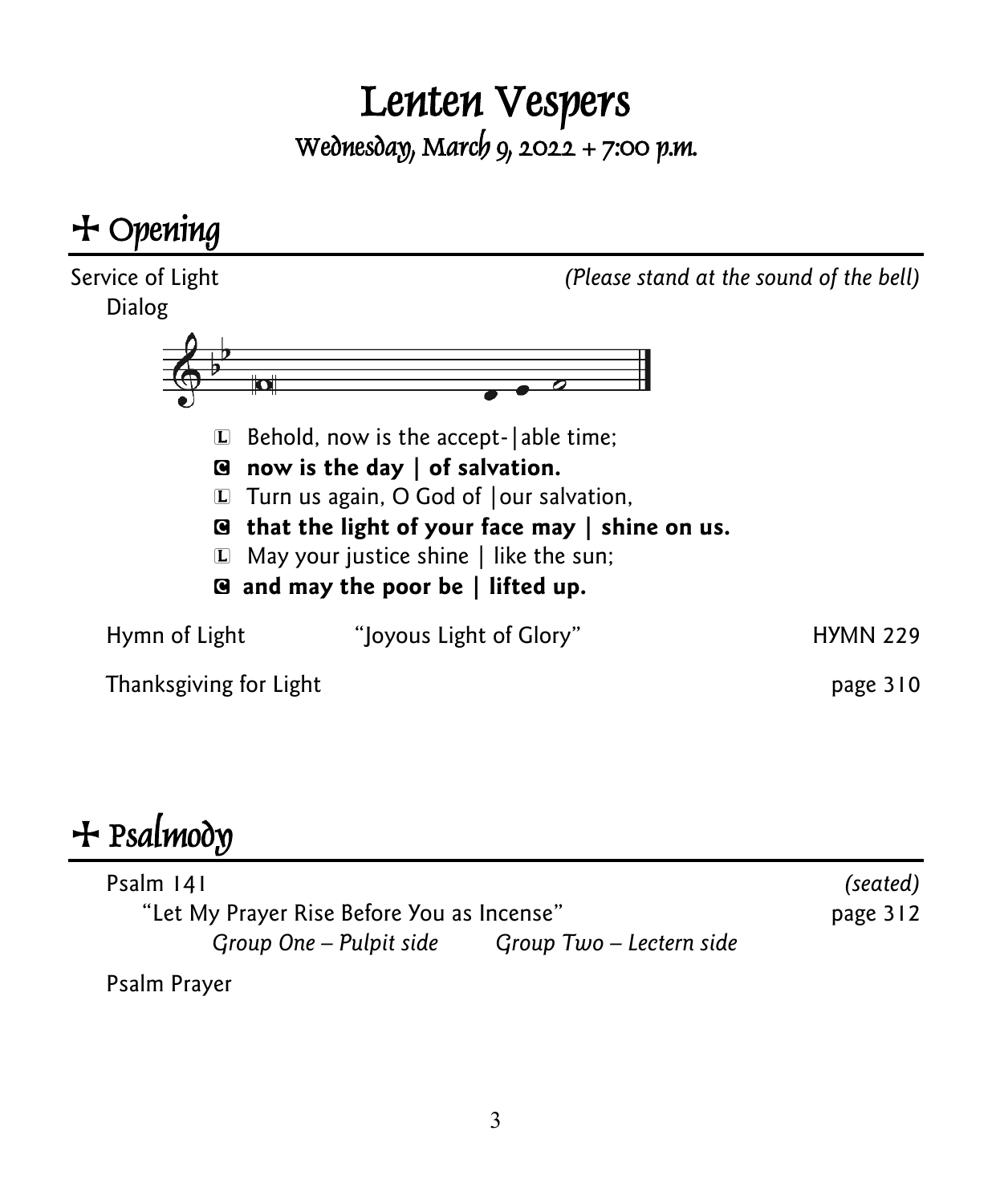# Lenten Vespers

## Wednesday, March 9, 2022 + 7:00 p.m.

## + Opening

Service of Light *(Please stand at the sound of the bell)*

Dialog

L Behold, now is the accept- | able time;

C **now is the day | of salvation.**

L Turn us again, O God of | our salvation,

C **that the light of your face may | shine on us.**

L May your justice shine | like the sun;

C **and may the poor be | lifted up.**

Hymn of Light "Joyous Light of Glory" HYMN 229

Thanksgiving for Light page 310

## + Psalmody

Psalm 141 *(seated)*

"Let My Prayer Rise Before You as Incense" page 312

*Group One – Pulpit side* *Group Two – Lectern side*

Psalm Prayer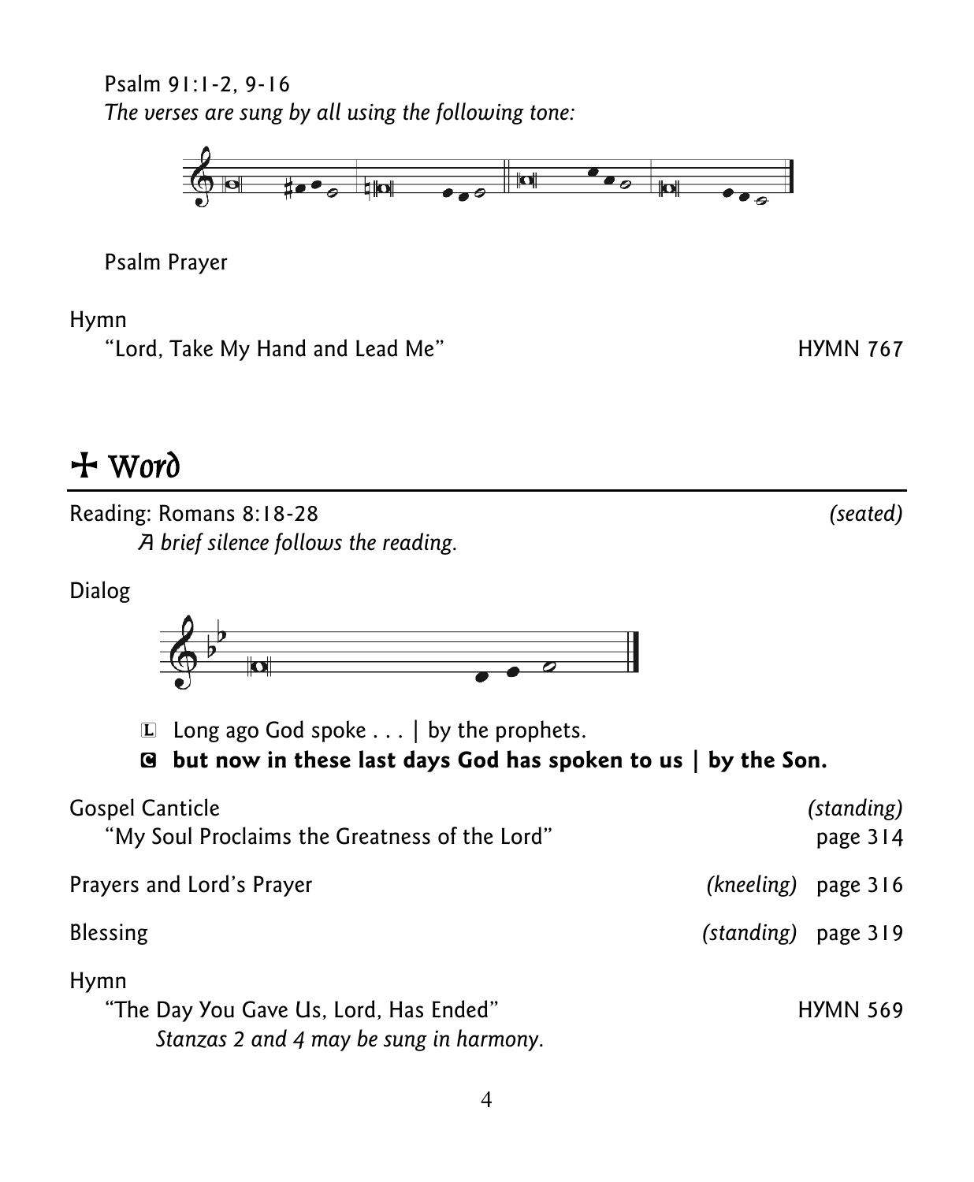Psalm 91:1-2, 9-16

*The verses are sung by all using the following tone:*

Psalm Prayer

Hymn

"Lord, Take My Hand and Lead Me" HYMN 767

## ✢ Word

Reading: Romans 8:18-28 *(seated)*

*A brief silence follows the reading.*

Dialog

L Long ago God spoke . . . | by the prophets.

**C but now in these last days God has spoken to us | by the Son.**

Gospel Canticle *(standing)*

"My Soul Proclaims the Greatness of the Lord" page 314

Prayers and Lord's Prayer *(kneeling)* page 316

Blessing *(standing)* page 319

Hymn

"The Day You Gave Us, Lord, Has Ended" HYMN 569

*Stanzas 2 and 4 may be sung in harmony.*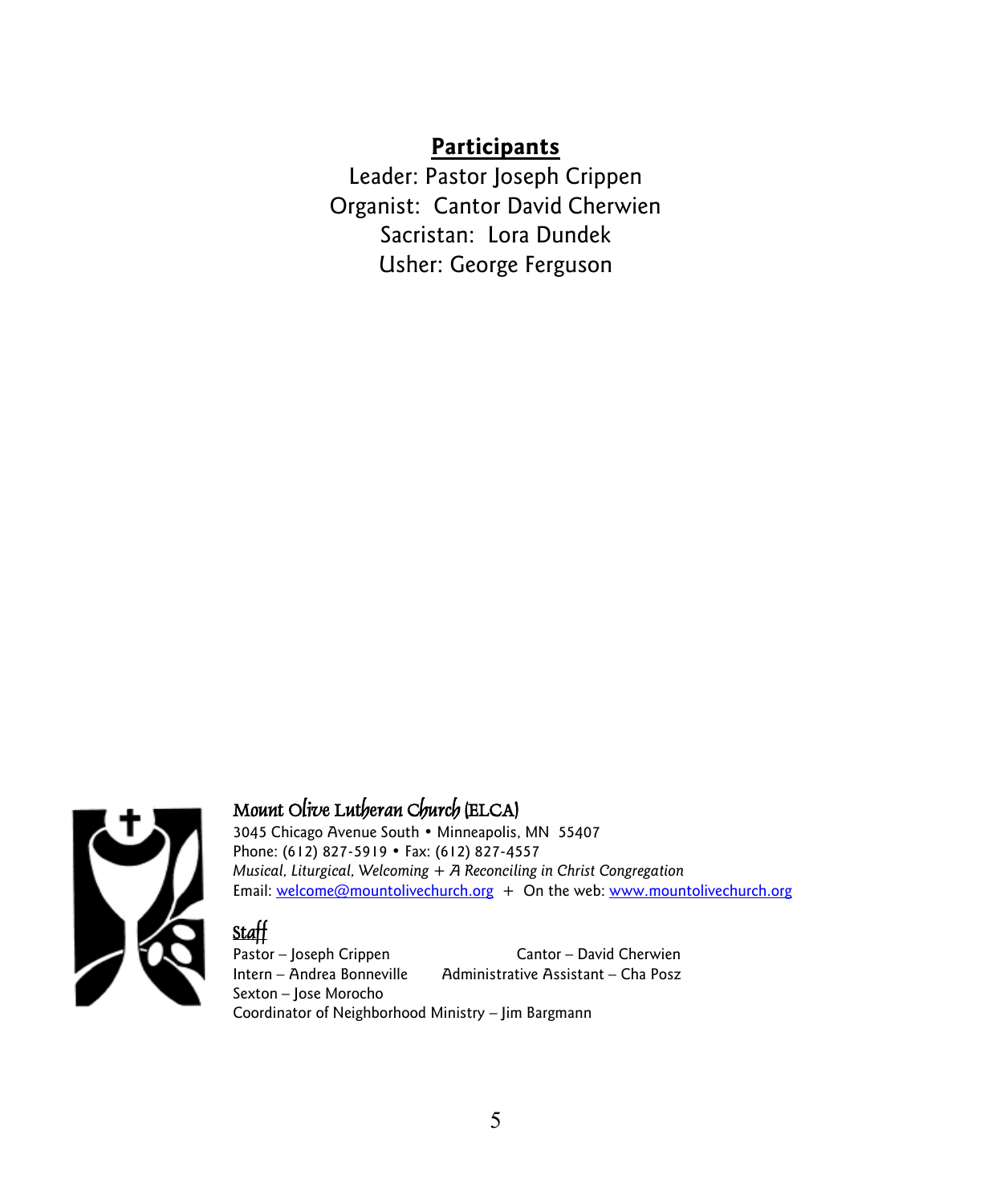## **Participants**

Leader: Pastor Joseph Crippen
Organist: Cantor David Cherwien
Sacristan: Lora Dundek
Usher: George Ferguson

### Mount Olive Lutheran Church (ELCA)

3045 Chicago Avenue South • Minneapolis, MN 55407
Phone: (612) 827-5919 • Fax: (612) 827-4557
*Musical, Liturgical, Welcoming + A Reconciling in Christ Congregation*
Email: welcome@mountolivechurch.org + On the web: www.mountolivechurch.org

### Staff

Pastor – Joseph Crippen
Cantor – David Cherwien
Intern – Andrea Bonneville
Administrative Assistant – Cha Posz
Sexton – Jose Morocho
Coordinator of Neighborhood Ministry – Jim Bargmann